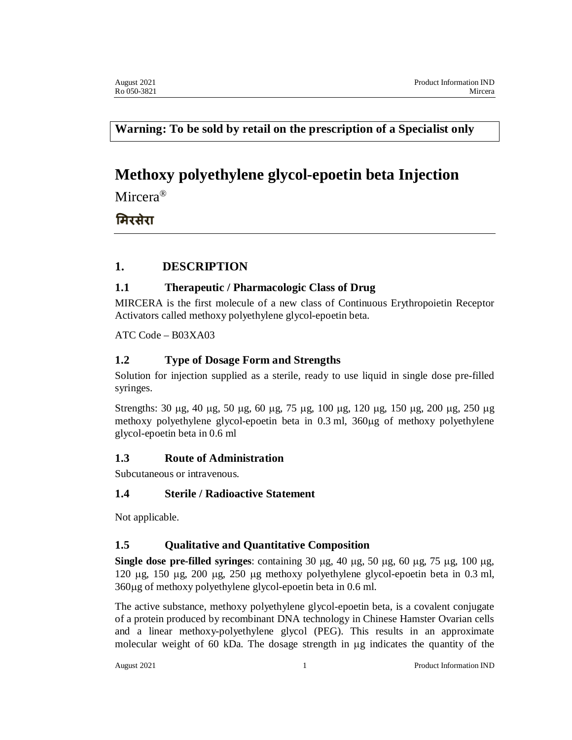**Warning: To be sold by retail on the prescription of a Specialist only**

# Methoxy polyethylene glycol-epoetin beta Injection

Mircera®

मिरसेरा

## 1. DESCRIPTION

### 1.1 Therapeutic / Pharmacologic Class of Drug

MIRCERA is the first molecule of a new class of Continuous Erythropoietin Receptor Activators called methoxy polyethylene glycol-epoetin beta.

ATC Code – B03XA03

### 1.2 Type of Dosage Form and Strengths

Solution for injection supplied as a sterile, ready to use liquid in single dose pre-filled syringes.

Strengths: 30 μg, 40 μg, 50 μg, 60 μg, 75 μg, 100 μg, 120 μg, 150 μg, 200 μg, 250 μg methoxy polyethylene glycol-epoetin beta in 0.3 ml, 360μg of methoxy polyethylene glycol-epoetin beta in 0.6 ml

### 1.3 Route of Administration

Subcutaneous or intravenous.

### 1.4 Sterile / Radioactive Statement

Not applicable.

### 1.5 Qualitative and Quantitative Composition

**Single dose pre-filled syringes**: containing 30 μg, 40 μg, 50 μg, 60 μg, 75 μg, 100 μg, 120 μg, 150 μg, 200 μg, 250 μg methoxy polyethylene glycol-epoetin beta in 0.3 ml, 360μg of methoxy polyethylene glycol-epoetin beta in 0.6 ml.

The active substance, methoxy polyethylene glycol-epoetin beta, is a covalent conjugate of a protein produced by recombinant DNA technology in Chinese Hamster Ovarian cells and a linear methoxy-polyethylene glycol (PEG). This results in an approximate molecular weight of 60 kDa. The dosage strength in μg indicates the quantity of the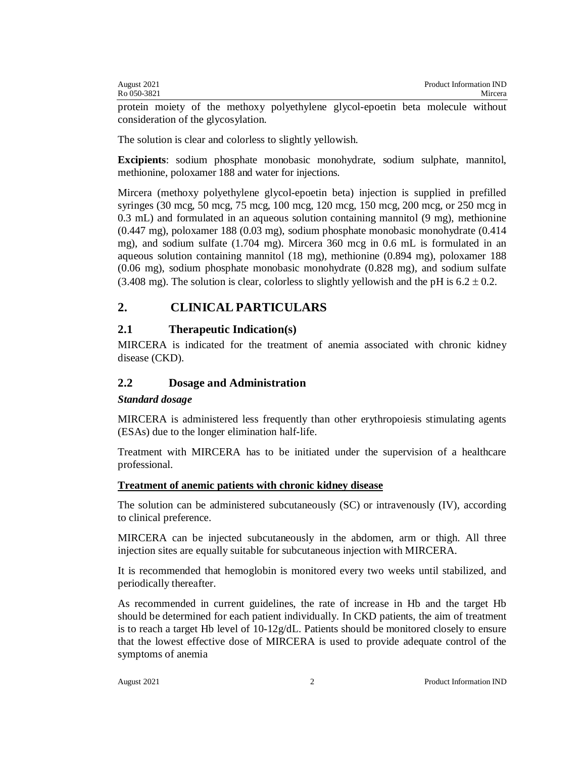protein moiety of the methoxy polyethylene glycol-epoetin beta molecule without consideration of the glycosylation.

The solution is clear and colorless to slightly yellowish.

**Excipients**: sodium phosphate monobasic monohydrate, sodium sulphate, mannitol, methionine, poloxamer 188 and water for injections.

Mircera (methoxy polyethylene glycol-epoetin beta) injection is supplied in prefilled syringes (30 mcg, 50 mcg, 75 mcg, 100 mcg, 120 mcg, 150 mcg, 200 mcg, or 250 mcg in 0.3 mL) and formulated in an aqueous solution containing mannitol (9 mg), methionine (0.447 mg), poloxamer 188 (0.03 mg), sodium phosphate monobasic monohydrate (0.414 mg), and sodium sulfate (1.704 mg). Mircera 360 mcg in 0.6 mL is formulated in an aqueous solution containing mannitol (18 mg), methionine (0.894 mg), poloxamer 188 (0.06 mg), sodium phosphate monobasic monohydrate (0.828 mg), and sodium sulfate (3.408 mg). The solution is clear, colorless to slightly yellowish and the pH is $6.2 \pm 0.2$.

## 2. CLINICAL PARTICULARS

### 2.1 Therapeutic Indication(s)

MIRCERA is indicated for the treatment of anemia associated with chronic kidney disease (CKD).

### 2.2 Dosage and Administration

***Standard dosage***

MIRCERA is administered less frequently than other erythropoiesis stimulating agents (ESAs) due to the longer elimination half-life.

Treatment with MIRCERA has to be initiated under the supervision of a healthcare professional.

**Treatment of anemic patients with chronic kidney disease**

The solution can be administered subcutaneously (SC) or intravenously (IV), according to clinical preference.

MIRCERA can be injected subcutaneously in the abdomen, arm or thigh. All three injection sites are equally suitable for subcutaneous injection with MIRCERA.

It is recommended that hemoglobin is monitored every two weeks until stabilized, and periodically thereafter.

As recommended in current guidelines, the rate of increase in Hb and the target Hb should be determined for each patient individually. In CKD patients, the aim of treatment is to reach a target Hb level of 10-12g/dL. Patients should be monitored closely to ensure that the lowest effective dose of MIRCERA is used to provide adequate control of the symptoms of anemia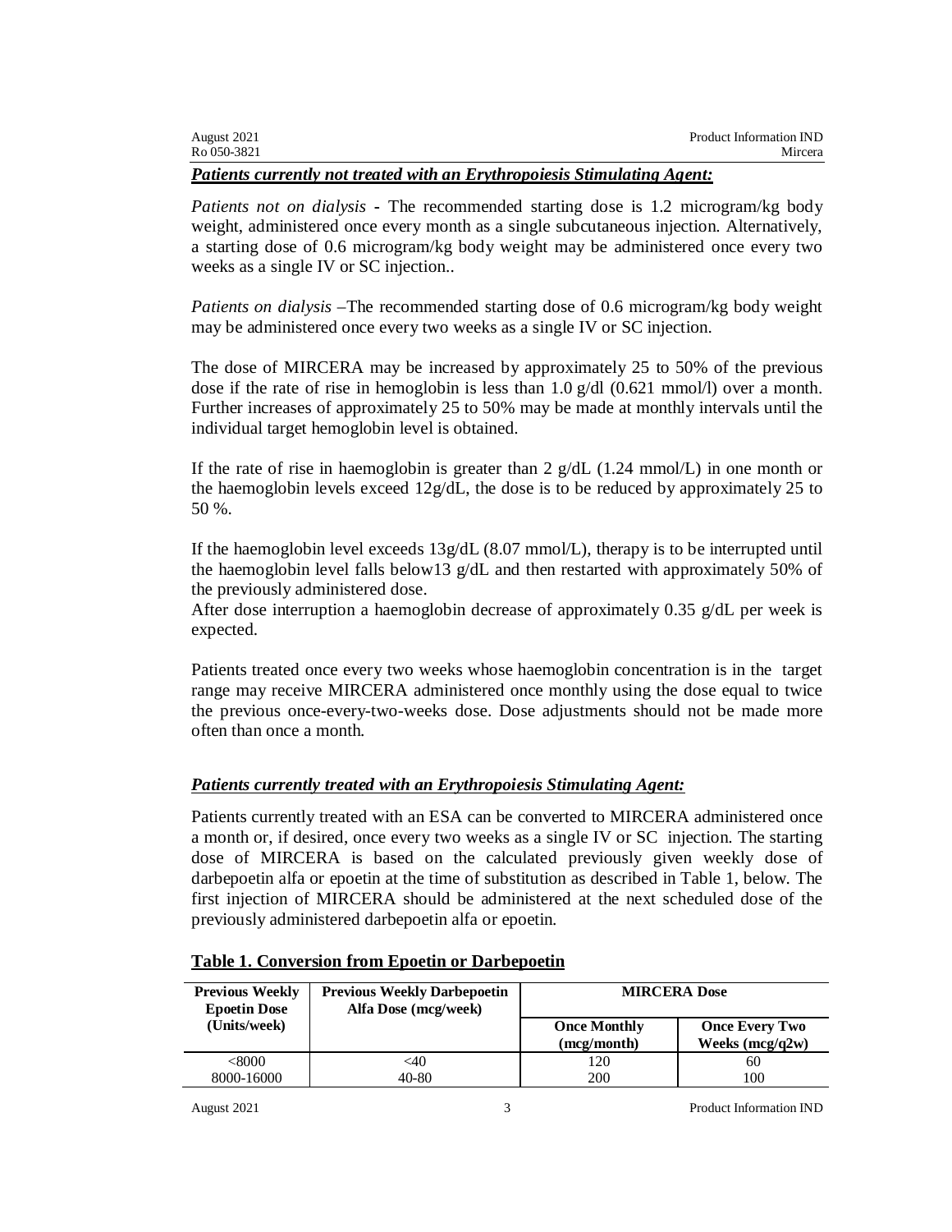***Patients currently not treated with an Erythropoiesis Stimulating Agent:***

*Patients not on dialysis* - The recommended starting dose is 1.2 microgram/kg body weight, administered once every month as a single subcutaneous injection. Alternatively, a starting dose of 0.6 microgram/kg body weight may be administered once every two weeks as a single IV or SC injection..

*Patients on dialysis* –The recommended starting dose of 0.6 microgram/kg body weight may be administered once every two weeks as a single IV or SC injection.

The dose of MIRCERA may be increased by approximately 25 to 50% of the previous dose if the rate of rise in hemoglobin is less than 1.0 g/dl (0.621 mmol/l) over a month. Further increases of approximately 25 to 50% may be made at monthly intervals until the individual target hemoglobin level is obtained.

If the rate of rise in haemoglobin is greater than 2 g/dL (1.24 mmol/L) in one month or the haemoglobin levels exceed 12g/dL, the dose is to be reduced by approximately 25 to 50 %.

If the haemoglobin level exceeds 13g/dL (8.07 mmol/L), therapy is to be interrupted until the haemoglobin level falls below13 g/dL and then restarted with approximately 50% of the previously administered dose.
After dose interruption a haemoglobin decrease of approximately 0.35 g/dL per week is expected.

Patients treated once every two weeks whose haemoglobin concentration is in the target range may receive MIRCERA administered once monthly using the dose equal to twice the previous once-every-two-weeks dose. Dose adjustments should not be made more often than once a month.

***Patients currently treated with an Erythropoiesis Stimulating Agent:***

Patients currently treated with an ESA can be converted to MIRCERA administered once a month or, if desired, once every two weeks as a single IV or SC injection. The starting dose of MIRCERA is based on the calculated previously given weekly dose of darbepoetin alfa or epoetin at the time of substitution as described in Table 1, below. The first injection of MIRCERA should be administered at the next scheduled dose of the previously administered darbepoetin alfa or epoetin.

**Table 1. Conversion from Epoetin or Darbepoetin**

| Previous Weekly Epoetin Dose (Units/week) | Previous Weekly Darbepoetin Alfa Dose (mcg/week) | MIRCERA Dose | |
|---|---|---|---|
| | | Once Monthly (mcg/month) | Once Every Two Weeks (mcg/q2w) |
| <8000 | <40 | 120 | 60 |
| 8000-16000 | 40-80 | 200 | 100 |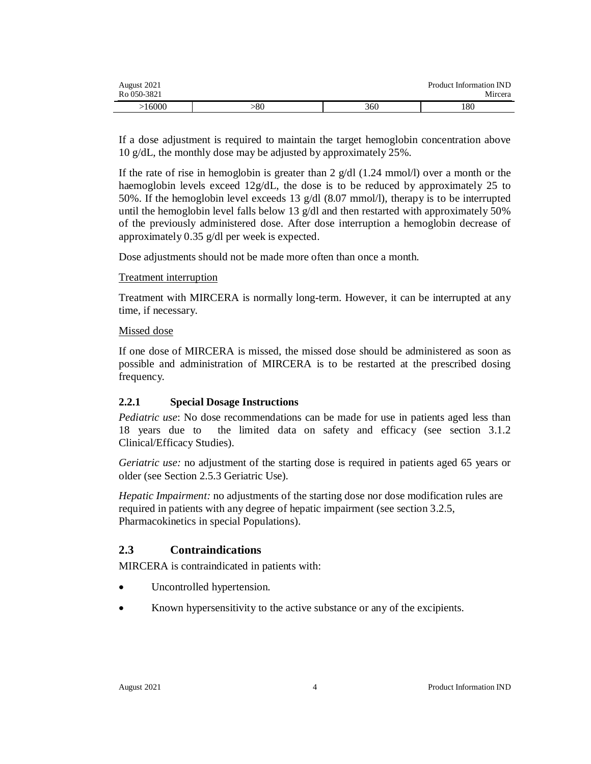| >16000 | >80 | 360 | 180 |
|---|---|---|---|

If a dose adjustment is required to maintain the target hemoglobin concentration above 10 g/dL, the monthly dose may be adjusted by approximately 25%.

If the rate of rise in hemoglobin is greater than 2 g/dl (1.24 mmol/l) over a month or the haemoglobin levels exceed 12g/dL, the dose is to be reduced by approximately 25 to 50%. If the hemoglobin level exceeds 13 g/dl (8.07 mmol/l), therapy is to be interrupted until the hemoglobin level falls below 13 g/dl and then restarted with approximately 50% of the previously administered dose. After dose interruption a hemoglobin decrease of approximately 0.35 g/dl per week is expected.

Dose adjustments should not be made more often than once a month.

Treatment interruption

Treatment with MIRCERA is normally long-term. However, it can be interrupted at any time, if necessary.

Missed dose

If one dose of MIRCERA is missed, the missed dose should be administered as soon as possible and administration of MIRCERA is to be restarted at the prescribed dosing frequency.

### 2.2.1 Special Dosage Instructions

*Pediatric use*: No dose recommendations can be made for use in patients aged less than 18 years due to the limited data on safety and efficacy (see section 3.1.2 Clinical/Efficacy Studies).

*Geriatric use:* no adjustment of the starting dose is required in patients aged 65 years or older (see Section 2.5.3 Geriatric Use).

*Hepatic Impairment:* no adjustments of the starting dose nor dose modification rules are required in patients with any degree of hepatic impairment (see section 3.2.5, Pharmacokinetics in special Populations).

## 2.3 Contraindications

MIRCERA is contraindicated in patients with:

- Uncontrolled hypertension.
- Known hypersensitivity to the active substance or any of the excipients.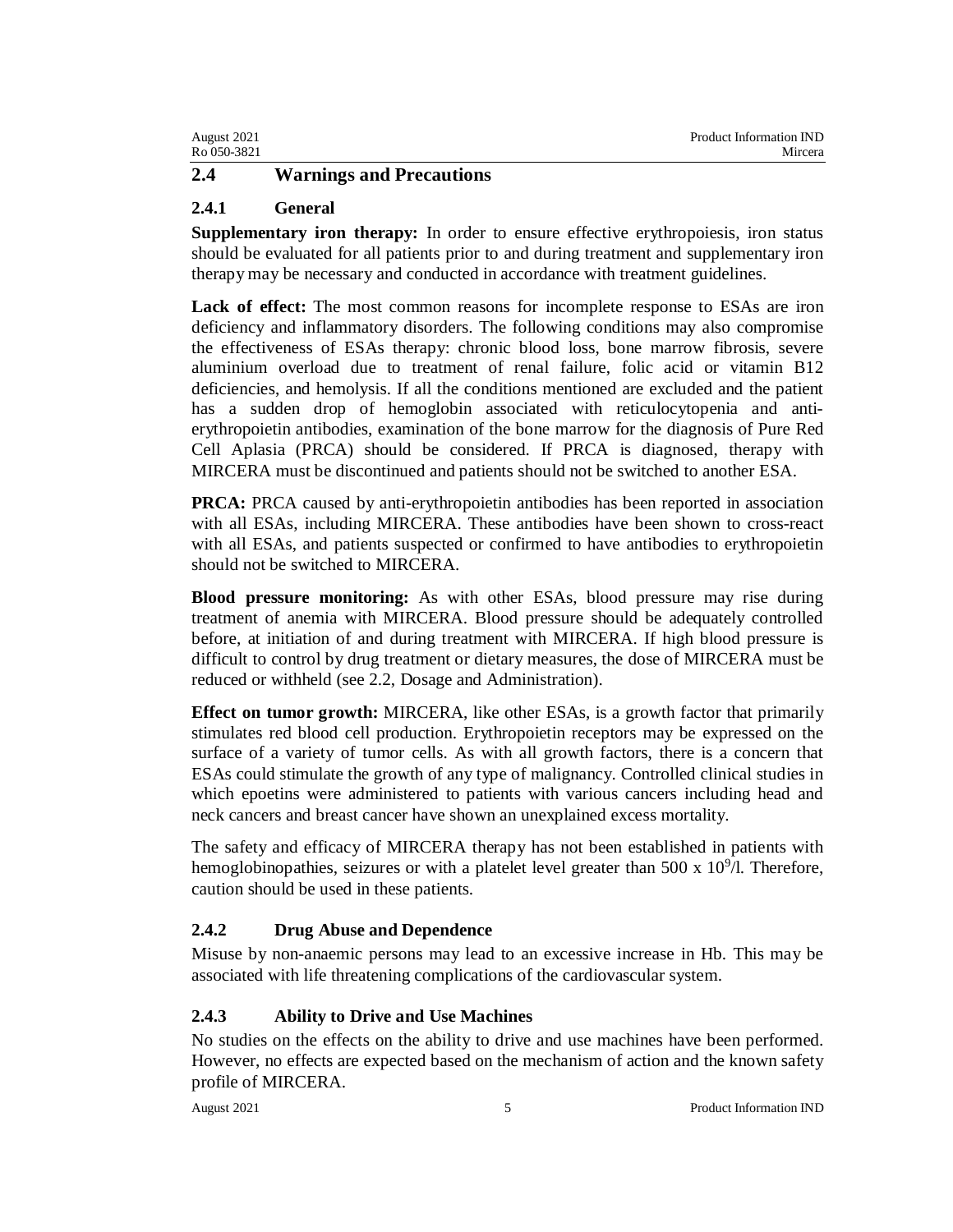## 2.4 Warnings and Precautions

### 2.4.1 General

**Supplementary iron therapy:** In order to ensure effective erythropoiesis, iron status should be evaluated for all patients prior to and during treatment and supplementary iron therapy may be necessary and conducted in accordance with treatment guidelines.

**Lack of effect:** The most common reasons for incomplete response to ESAs are iron deficiency and inflammatory disorders. The following conditions may also compromise the effectiveness of ESAs therapy: chronic blood loss, bone marrow fibrosis, severe aluminium overload due to treatment of renal failure, folic acid or vitamin B12 deficiencies, and hemolysis. If all the conditions mentioned are excluded and the patient has a sudden drop of hemoglobin associated with reticulocytopenia and anti-erythropoietin antibodies, examination of the bone marrow for the diagnosis of Pure Red Cell Aplasia (PRCA) should be considered. If PRCA is diagnosed, therapy with MIRCERA must be discontinued and patients should not be switched to another ESA.

**PRCA:** PRCA caused by anti-erythropoietin antibodies has been reported in association with all ESAs, including MIRCERA. These antibodies have been shown to cross-react with all ESAs, and patients suspected or confirmed to have antibodies to erythropoietin should not be switched to MIRCERA.

**Blood pressure monitoring:** As with other ESAs, blood pressure may rise during treatment of anemia with MIRCERA. Blood pressure should be adequately controlled before, at initiation of and during treatment with MIRCERA. If high blood pressure is difficult to control by drug treatment or dietary measures, the dose of MIRCERA must be reduced or withheld (see 2.2, Dosage and Administration).

**Effect on tumor growth:** MIRCERA, like other ESAs, is a growth factor that primarily stimulates red blood cell production. Erythropoietin receptors may be expressed on the surface of a variety of tumor cells. As with all growth factors, there is a concern that ESAs could stimulate the growth of any type of malignancy. Controlled clinical studies in which epoetins were administered to patients with various cancers including head and neck cancers and breast cancer have shown an unexplained excess mortality.

The safety and efficacy of MIRCERA therapy has not been established in patients with hemoglobinopathies, seizures or with a platelet level greater than $500 \times 10^9$/l. Therefore, caution should be used in these patients.

### 2.4.2 Drug Abuse and Dependence

Misuse by non-anaemic persons may lead to an excessive increase in Hb. This may be associated with life threatening complications of the cardiovascular system.

### 2.4.3 Ability to Drive and Use Machines

No studies on the effects on the ability to drive and use machines have been performed. However, no effects are expected based on the mechanism of action and the known safety profile of MIRCERA.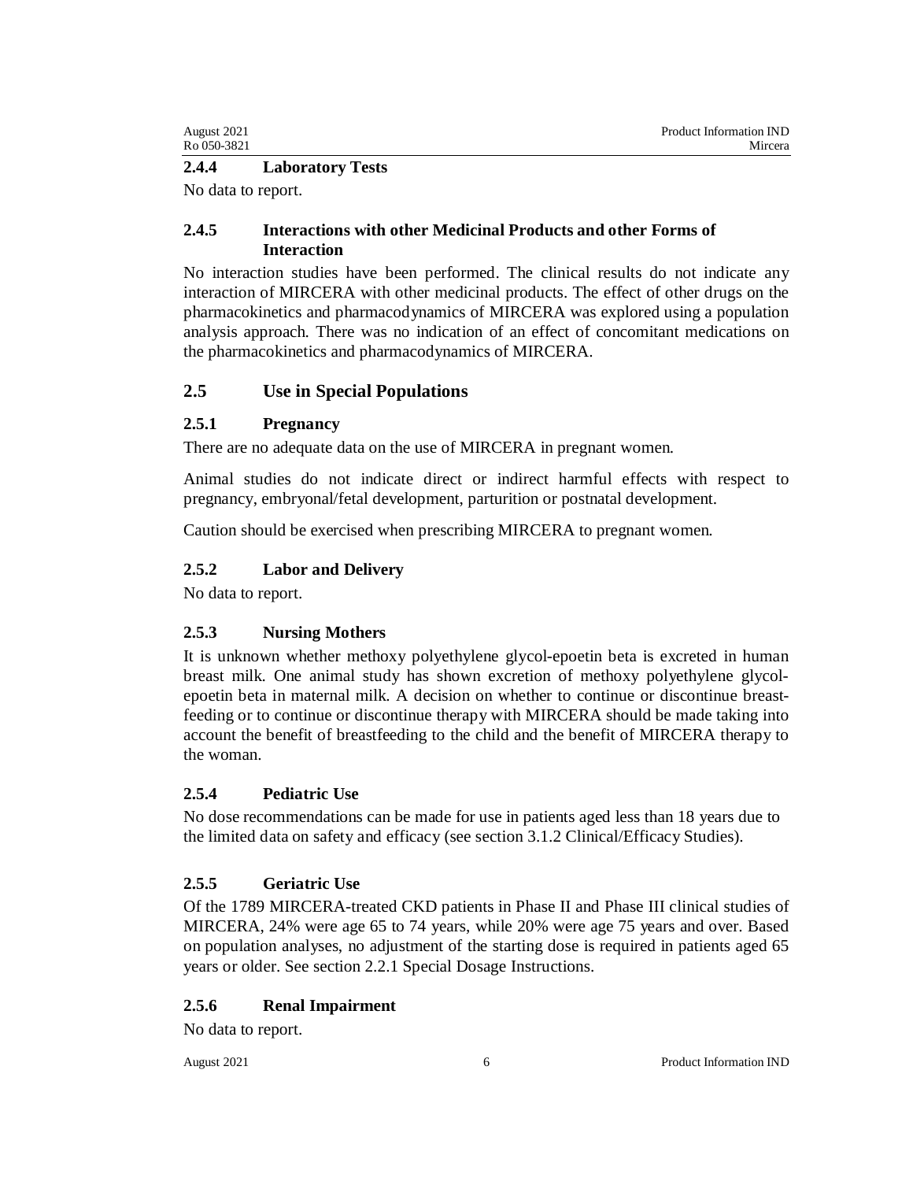### 2.4.4 Laboratory Tests

No data to report.

### 2.4.5 Interactions with other Medicinal Products and other Forms of Interaction

No interaction studies have been performed. The clinical results do not indicate any interaction of MIRCERA with other medicinal products. The effect of other drugs on the pharmacokinetics and pharmacodynamics of MIRCERA was explored using a population analysis approach. There was no indication of an effect of concomitant medications on the pharmacokinetics and pharmacodynamics of MIRCERA.

## 2.5 Use in Special Populations

### 2.5.1 Pregnancy

There are no adequate data on the use of MIRCERA in pregnant women.

Animal studies do not indicate direct or indirect harmful effects with respect to pregnancy, embryonal/fetal development, parturition or postnatal development.

Caution should be exercised when prescribing MIRCERA to pregnant women.

### 2.5.2 Labor and Delivery

No data to report.

### 2.5.3 Nursing Mothers

It is unknown whether methoxy polyethylene glycol-epoetin beta is excreted in human breast milk. One animal study has shown excretion of methoxy polyethylene glycol-epoetin beta in maternal milk. A decision on whether to continue or discontinue breast-feeding or to continue or discontinue therapy with MIRCERA should be made taking into account the benefit of breastfeeding to the child and the benefit of MIRCERA therapy to the woman.

### 2.5.4 Pediatric Use

No dose recommendations can be made for use in patients aged less than 18 years due to the limited data on safety and efficacy (see section 3.1.2 Clinical/Efficacy Studies).

### 2.5.5 Geriatric Use

Of the 1789 MIRCERA-treated CKD patients in Phase II and Phase III clinical studies of MIRCERA, 24% were age 65 to 74 years, while 20% were age 75 years and over. Based on population analyses, no adjustment of the starting dose is required in patients aged 65 years or older. See section 2.2.1 Special Dosage Instructions.

### 2.5.6 Renal Impairment

No data to report.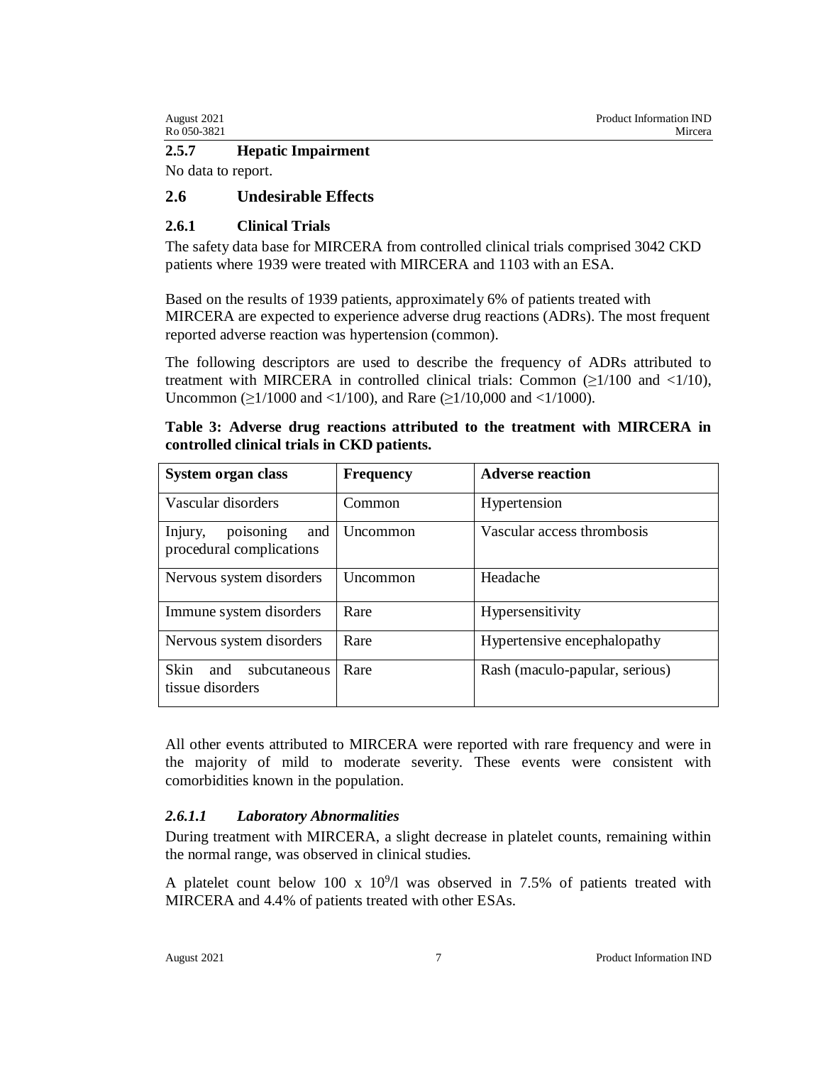### 2.5.7 Hepatic Impairment

No data to report.

## 2.6 Undesirable Effects

### 2.6.1 Clinical Trials

The safety data base for MIRCERA from controlled clinical trials comprised 3042 CKD patients where 1939 were treated with MIRCERA and 1103 with an ESA.

Based on the results of 1939 patients, approximately 6% of patients treated with MIRCERA are expected to experience adverse drug reactions (ADRs). The most frequent reported adverse reaction was hypertension (common).

The following descriptors are used to describe the frequency of ADRs attributed to treatment with MIRCERA in controlled clinical trials: Common (≥1/100 and <1/10), Uncommon (≥1/1000 and <1/100), and Rare (≥1/10,000 and <1/1000).

**Table 3: Adverse drug reactions attributed to the treatment with MIRCERA in controlled clinical trials in CKD patients.**

| System organ class | Frequency | Adverse reaction |
|---|---|---|
| Vascular disorders | Common | Hypertension |
| Injury, poisoning and procedural complications | Uncommon | Vascular access thrombosis |
| Nervous system disorders | Uncommon | Headache |
| Immune system disorders | Rare | Hypersensitivity |
| Nervous system disorders | Rare | Hypertensive encephalopathy |
| Skin and subcutaneous tissue disorders | Rare | Rash (maculo-papular, serious) |

All other events attributed to MIRCERA were reported with rare frequency and were in the majority of mild to moderate severity. These events were consistent with comorbidities known in the population.

#### *2.6.1.1 Laboratory Abnormalities*

During treatment with MIRCERA, a slight decrease in platelet counts, remaining within the normal range, was observed in clinical studies.

A platelet count below 100 x $10^9$/l was observed in 7.5% of patients treated with MIRCERA and 4.4% of patients treated with other ESAs.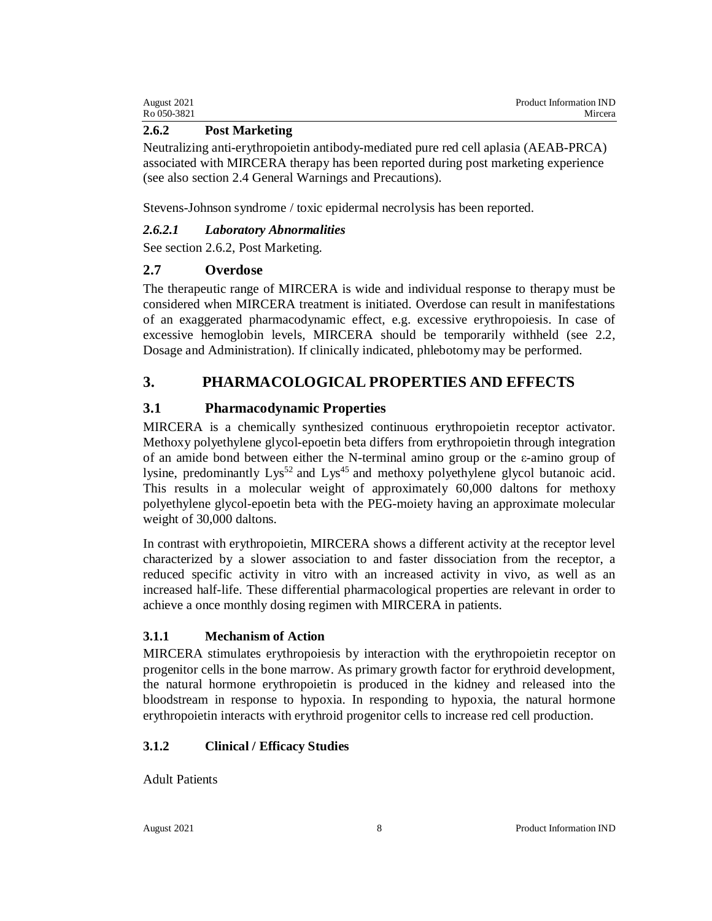### 2.6.2 Post Marketing

Neutralizing anti-erythropoietin antibody-mediated pure red cell aplasia (AEAB-PRCA) associated with MIRCERA therapy has been reported during post marketing experience (see also section 2.4 General Warnings and Precautions).

Stevens-Johnson syndrome / toxic epidermal necrolysis has been reported.

#### *2.6.2.1 Laboratory Abnormalities*

See section 2.6.2, Post Marketing.

### 2.7 Overdose

The therapeutic range of MIRCERA is wide and individual response to therapy must be considered when MIRCERA treatment is initiated. Overdose can result in manifestations of an exaggerated pharmacodynamic effect, e.g. excessive erythropoiesis. In case of excessive hemoglobin levels, MIRCERA should be temporarily withheld (see 2.2, Dosage and Administration). If clinically indicated, phlebotomy may be performed.

## 3. PHARMACOLOGICAL PROPERTIES AND EFFECTS

### 3.1 Pharmacodynamic Properties

MIRCERA is a chemically synthesized continuous erythropoietin receptor activator. Methoxy polyethylene glycol-epoetin beta differs from erythropoietin through integration of an amide bond between either the N-terminal amino group or the ε-amino group of lysine, predominantly $Lys^{52}$ and $Lys^{45}$ and methoxy polyethylene glycol butanoic acid. This results in a molecular weight of approximately 60,000 daltons for methoxy polyethylene glycol-epoetin beta with the PEG-moiety having an approximate molecular weight of 30,000 daltons.

In contrast with erythropoietin, MIRCERA shows a different activity at the receptor level characterized by a slower association to and faster dissociation from the receptor, a reduced specific activity in vitro with an increased activity in vivo, as well as an increased half-life. These differential pharmacological properties are relevant in order to achieve a once monthly dosing regimen with MIRCERA in patients.

#### 3.1.1 Mechanism of Action

MIRCERA stimulates erythropoiesis by interaction with the erythropoietin receptor on progenitor cells in the bone marrow. As primary growth factor for erythroid development, the natural hormone erythropoietin is produced in the kidney and released into the bloodstream in response to hypoxia. In responding to hypoxia, the natural hormone erythropoietin interacts with erythroid progenitor cells to increase red cell production.

#### 3.1.2 Clinical / Efficacy Studies

Adult Patients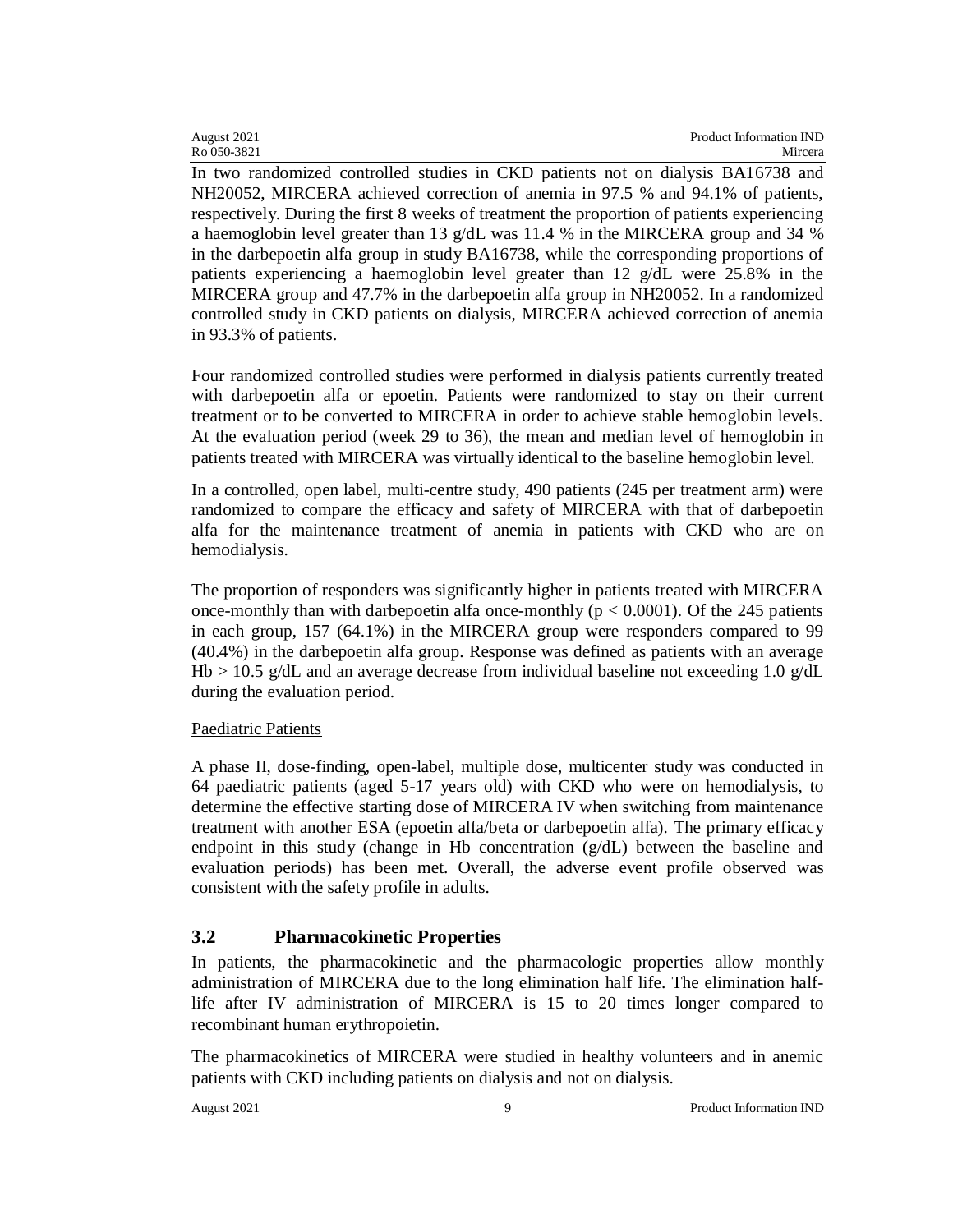In two randomized controlled studies in CKD patients not on dialysis BA16738 and NH20052, MIRCERA achieved correction of anemia in 97.5 % and 94.1% of patients, respectively. During the first 8 weeks of treatment the proportion of patients experiencing a haemoglobin level greater than 13 g/dL was 11.4 % in the MIRCERA group and 34 % in the darbepoetin alfa group in study BA16738, while the corresponding proportions of patients experiencing a haemoglobin level greater than 12 g/dL were 25.8% in the MIRCERA group and 47.7% in the darbepoetin alfa group in NH20052. In a randomized controlled study in CKD patients on dialysis, MIRCERA achieved correction of anemia in 93.3% of patients.

Four randomized controlled studies were performed in dialysis patients currently treated with darbepoetin alfa or epoetin. Patients were randomized to stay on their current treatment or to be converted to MIRCERA in order to achieve stable hemoglobin levels. At the evaluation period (week 29 to 36), the mean and median level of hemoglobin in patients treated with MIRCERA was virtually identical to the baseline hemoglobin level.

In a controlled, open label, multi-centre study, 490 patients (245 per treatment arm) were randomized to compare the efficacy and safety of MIRCERA with that of darbepoetin alfa for the maintenance treatment of anemia in patients with CKD who are on hemodialysis.

The proportion of responders was significantly higher in patients treated with MIRCERA once-monthly than with darbepoetin alfa once-monthly ($p < 0.0001$). Of the 245 patients in each group, 157 (64.1%) in the MIRCERA group were responders compared to 99 (40.4%) in the darbepoetin alfa group. Response was defined as patients with an average Hb > 10.5 g/dL and an average decrease from individual baseline not exceeding 1.0 g/dL during the evaluation period.

Paediatric Patients

A phase II, dose-finding, open-label, multiple dose, multicenter study was conducted in 64 paediatric patients (aged 5-17 years old) with CKD who were on hemodialysis, to determine the effective starting dose of MIRCERA IV when switching from maintenance treatment with another ESA (epoetin alfa/beta or darbepoetin alfa). The primary efficacy endpoint in this study (change in Hb concentration (g/dL) between the baseline and evaluation periods) has been met. Overall, the adverse event profile observed was consistent with the safety profile in adults.

## 3.2 Pharmacokinetic Properties

In patients, the pharmacokinetic and the pharmacologic properties allow monthly administration of MIRCERA due to the long elimination half life. The elimination half-life after IV administration of MIRCERA is 15 to 20 times longer compared to recombinant human erythropoietin.

The pharmacokinetics of MIRCERA were studied in healthy volunteers and in anemic patients with CKD including patients on dialysis and not on dialysis.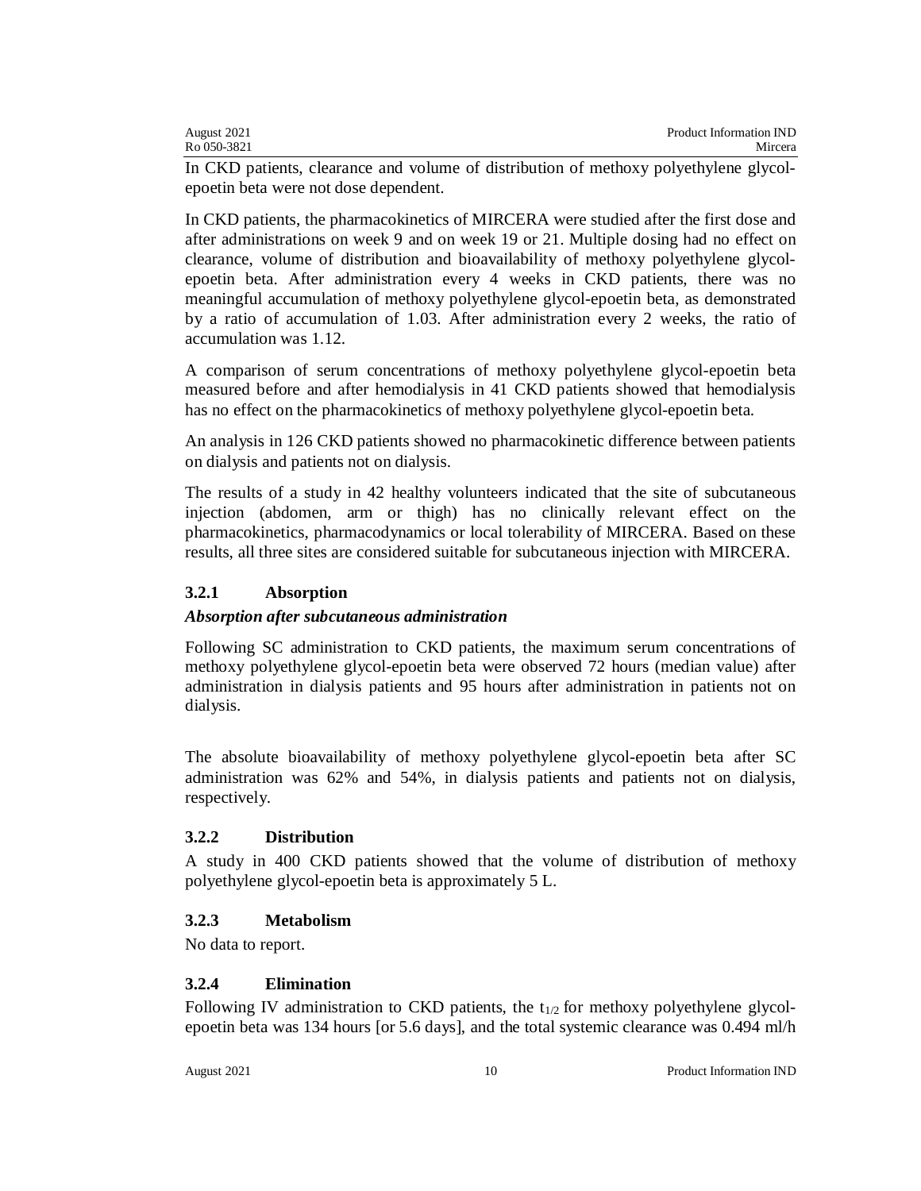In CKD patients, clearance and volume of distribution of methoxy polyethylene glycol-epoetin beta were not dose dependent.

In CKD patients, the pharmacokinetics of MIRCERA were studied after the first dose and after administrations on week 9 and on week 19 or 21. Multiple dosing had no effect on clearance, volume of distribution and bioavailability of methoxy polyethylene glycol-epoetin beta. After administration every 4 weeks in CKD patients, there was no meaningful accumulation of methoxy polyethylene glycol-epoetin beta, as demonstrated by a ratio of accumulation of 1.03. After administration every 2 weeks, the ratio of accumulation was 1.12.

A comparison of serum concentrations of methoxy polyethylene glycol-epoetin beta measured before and after hemodialysis in 41 CKD patients showed that hemodialysis has no effect on the pharmacokinetics of methoxy polyethylene glycol-epoetin beta.

An analysis in 126 CKD patients showed no pharmacokinetic difference between patients on dialysis and patients not on dialysis.

The results of a study in 42 healthy volunteers indicated that the site of subcutaneous injection (abdomen, arm or thigh) has no clinically relevant effect on the pharmacokinetics, pharmacodynamics or local tolerability of MIRCERA. Based on these results, all three sites are considered suitable for subcutaneous injection with MIRCERA.

### 3.2.1 Absorption

***Absorption after subcutaneous administration***

Following SC administration to CKD patients, the maximum serum concentrations of methoxy polyethylene glycol-epoetin beta were observed 72 hours (median value) after administration in dialysis patients and 95 hours after administration in patients not on dialysis.

The absolute bioavailability of methoxy polyethylene glycol-epoetin beta after SC administration was 62% and 54%, in dialysis patients and patients not on dialysis, respectively.

### 3.2.2 Distribution

A study in 400 CKD patients showed that the volume of distribution of methoxy polyethylene glycol-epoetin beta is approximately 5 L.

### 3.2.3 Metabolism

No data to report.

### 3.2.4 Elimination

Following IV administration to CKD patients, the $t_{1/2}$ for methoxy polyethylene glycol-epoetin beta was 134 hours [or 5.6 days], and the total systemic clearance was 0.494 ml/h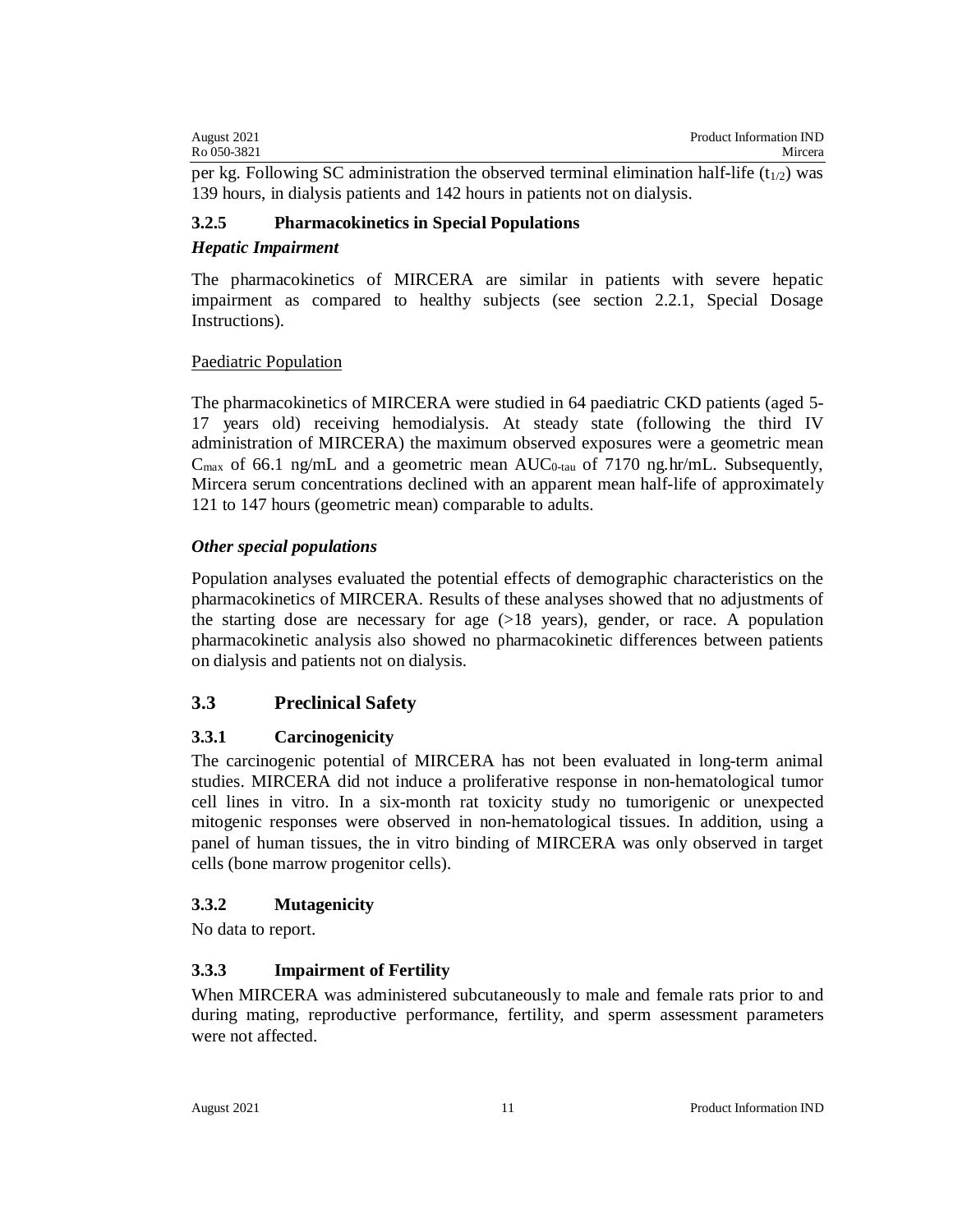per kg. Following SC administration the observed terminal elimination half-life ($t_{1/2}$) was 139 hours, in dialysis patients and 142 hours in patients not on dialysis.

### 3.2.5 Pharmacokinetics in Special Populations

***Hepatic Impairment***

The pharmacokinetics of MIRCERA are similar in patients with severe hepatic impairment as compared to healthy subjects (see section 2.2.1, Special Dosage Instructions).

Paediatric Population

The pharmacokinetics of MIRCERA were studied in 64 paediatric CKD patients (aged 5-17 years old) receiving hemodialysis. At steady state (following the third IV administration of MIRCERA) the maximum observed exposures were a geometric mean $C_{max}$ of 66.1 ng/mL and a geometric mean $AUC_{0\text{-}tau}$ of 7170 ng.hr/mL. Subsequently, Mircera serum concentrations declined with an apparent mean half-life of approximately 121 to 147 hours (geometric mean) comparable to adults.

***Other special populations***

Population analyses evaluated the potential effects of demographic characteristics on the pharmacokinetics of MIRCERA. Results of these analyses showed that no adjustments of the starting dose are necessary for age (>18 years), gender, or race. A population pharmacokinetic analysis also showed no pharmacokinetic differences between patients on dialysis and patients not on dialysis.

## 3.3 Preclinical Safety

### 3.3.1 Carcinogenicity

The carcinogenic potential of MIRCERA has not been evaluated in long-term animal studies. MIRCERA did not induce a proliferative response in non-hematological tumor cell lines in vitro. In a six-month rat toxicity study no tumorigenic or unexpected mitogenic responses were observed in non-hematological tissues. In addition, using a panel of human tissues, the in vitro binding of MIRCERA was only observed in target cells (bone marrow progenitor cells).

### 3.3.2 Mutagenicity

No data to report.

### 3.3.3 Impairment of Fertility

When MIRCERA was administered subcutaneously to male and female rats prior to and during mating, reproductive performance, fertility, and sperm assessment parameters were not affected.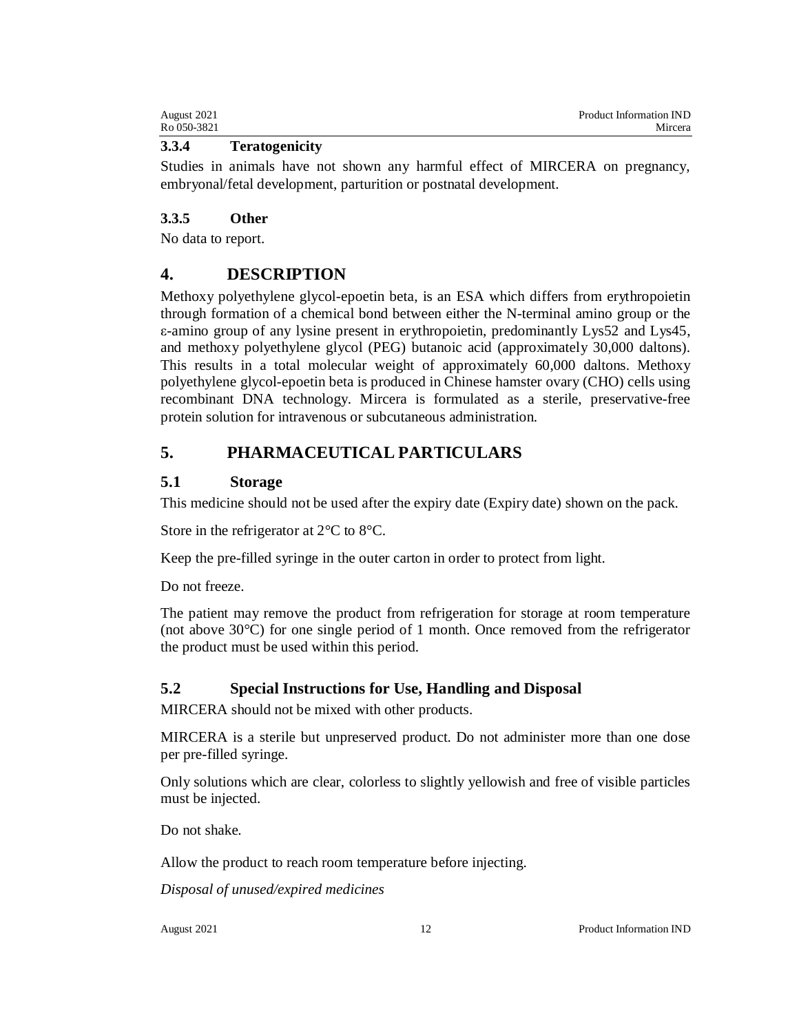### 3.3.4 Teratogenicity

Studies in animals have not shown any harmful effect of MIRCERA on pregnancy, embryonal/fetal development, parturition or postnatal development.

### 3.3.5 Other

No data to report.

## 4. DESCRIPTION

Methoxy polyethylene glycol-epoetin beta, is an ESA which differs from erythropoietin through formation of a chemical bond between either the N-terminal amino group or the ε-amino group of any lysine present in erythropoietin, predominantly Lys52 and Lys45, and methoxy polyethylene glycol (PEG) butanoic acid (approximately 30,000 daltons). This results in a total molecular weight of approximately 60,000 daltons. Methoxy polyethylene glycol-epoetin beta is produced in Chinese hamster ovary (CHO) cells using recombinant DNA technology. Mircera is formulated as a sterile, preservative-free protein solution for intravenous or subcutaneous administration.

## 5. PHARMACEUTICAL PARTICULARS

### 5.1 Storage

This medicine should not be used after the expiry date (Expiry date) shown on the pack.

Store in the refrigerator at 2°C to 8°C.

Keep the pre-filled syringe in the outer carton in order to protect from light.

Do not freeze.

The patient may remove the product from refrigeration for storage at room temperature (not above 30°C) for one single period of 1 month. Once removed from the refrigerator the product must be used within this period.

### 5.2 Special Instructions for Use, Handling and Disposal

MIRCERA should not be mixed with other products.

MIRCERA is a sterile but unpreserved product. Do not administer more than one dose per pre-filled syringe.

Only solutions which are clear, colorless to slightly yellowish and free of visible particles must be injected.

Do not shake.

Allow the product to reach room temperature before injecting.

*Disposal of unused/expired medicines*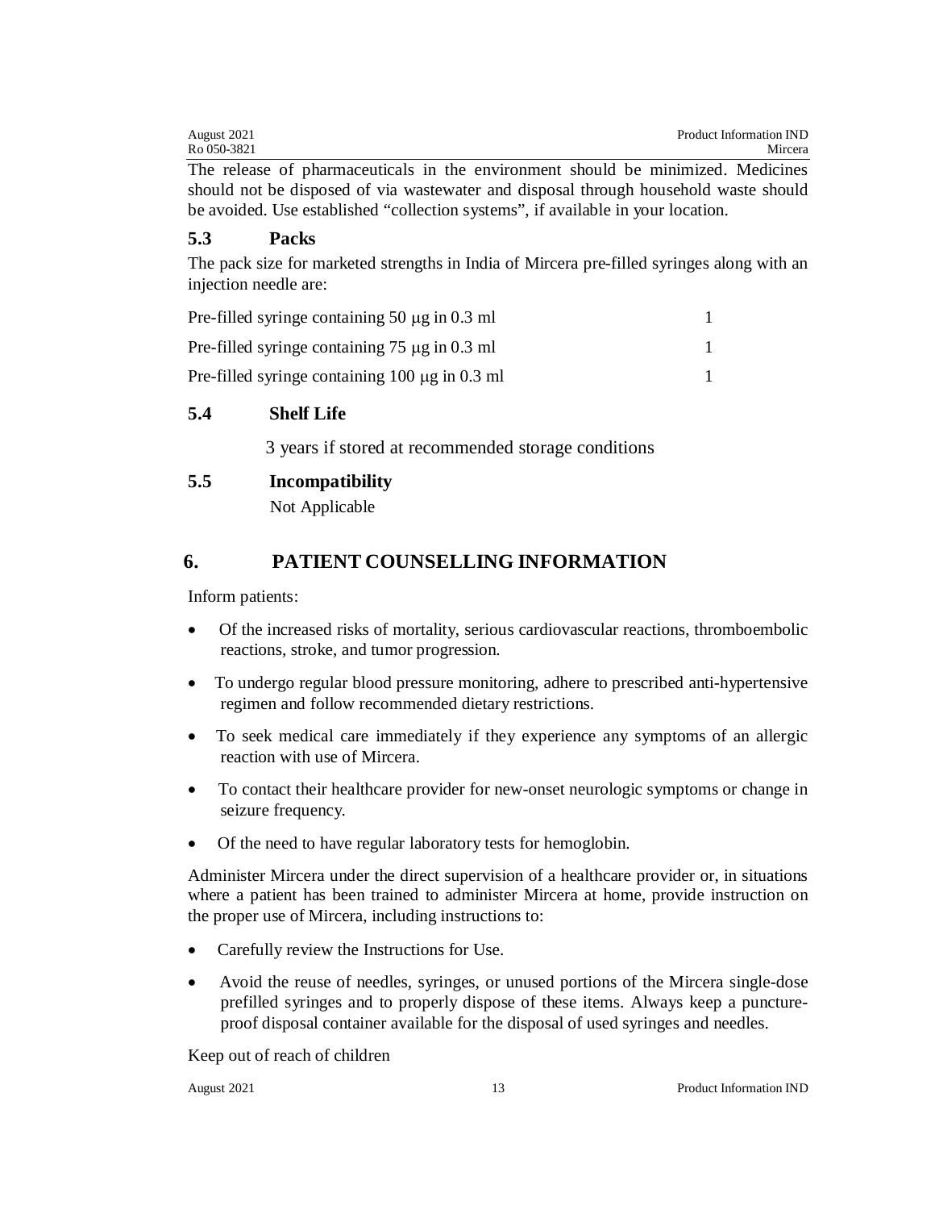The release of pharmaceuticals in the environment should be minimized. Medicines should not be disposed of via wastewater and disposal through household waste should be avoided. Use established "collection systems", if available in your location.

### 5.3 Packs

The pack size for marketed strengths in India of Mircera pre-filled syringes along with an injection needle are:

| | |
|---|---|
| Pre-filled syringe containing 50 μg in 0.3 ml | 1 |
| Pre-filled syringe containing 75 μg in 0.3 ml | 1 |
| Pre-filled syringe containing 100 μg in 0.3 ml | 1 |

### 5.4 Shelf Life

3 years if stored at recommended storage conditions

### 5.5 Incompatibility

Not Applicable

## 6. PATIENT COUNSELLING INFORMATION

Inform patients:

- Of the increased risks of mortality, serious cardiovascular reactions, thromboembolic reactions, stroke, and tumor progression.
- To undergo regular blood pressure monitoring, adhere to prescribed anti-hypertensive regimen and follow recommended dietary restrictions.
- To seek medical care immediately if they experience any symptoms of an allergic reaction with use of Mircera.
- To contact their healthcare provider for new-onset neurologic symptoms or change in seizure frequency.
- Of the need to have regular laboratory tests for hemoglobin.

Administer Mircera under the direct supervision of a healthcare provider or, in situations where a patient has been trained to administer Mircera at home, provide instruction on the proper use of Mircera, including instructions to:

- Carefully review the Instructions for Use.
- Avoid the reuse of needles, syringes, or unused portions of the Mircera single-dose prefilled syringes and to properly dispose of these items. Always keep a puncture-proof disposal container available for the disposal of used syringes and needles.

Keep out of reach of children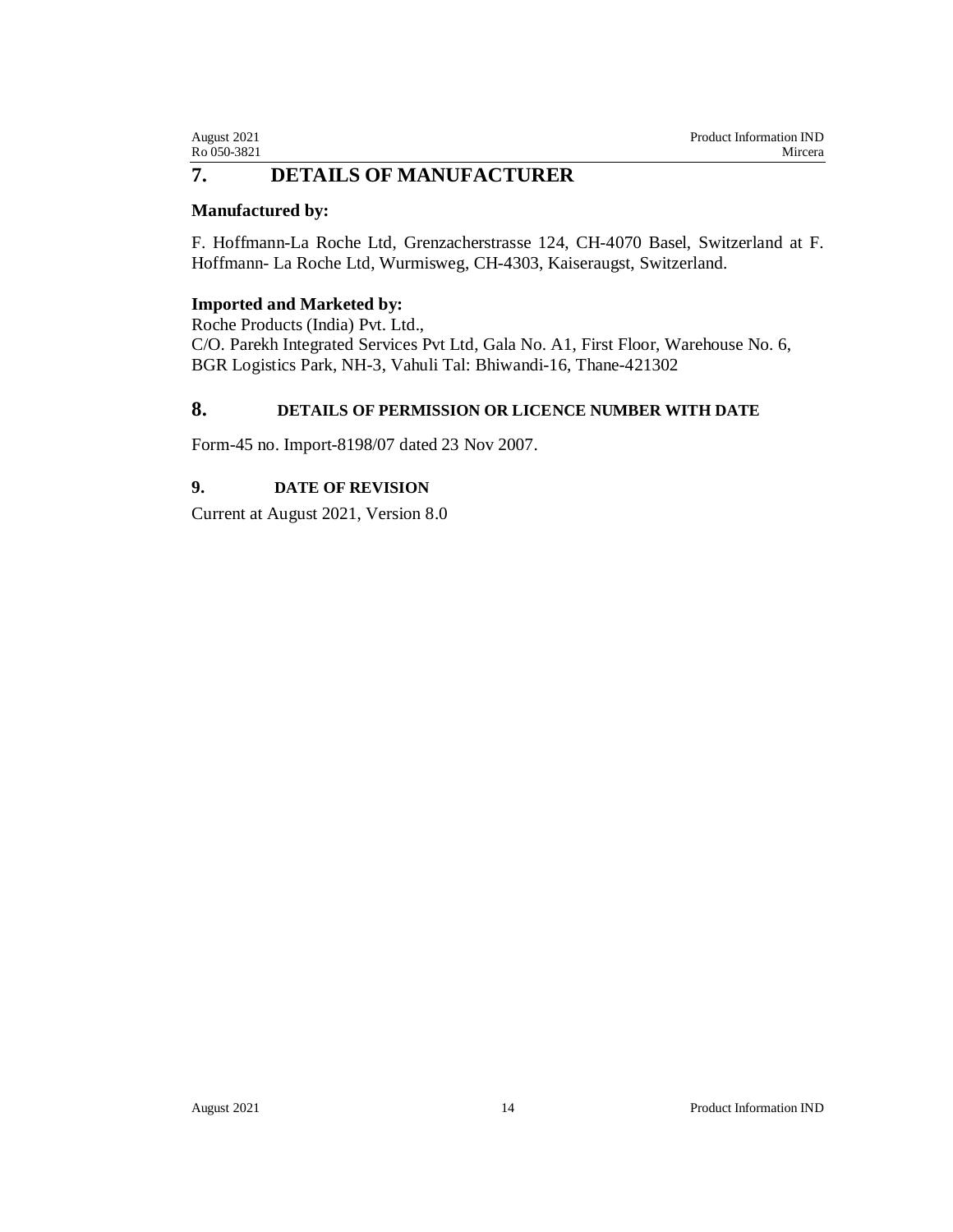## 7. DETAILS OF MANUFACTURER

**Manufactured by:**

F. Hoffmann-La Roche Ltd, Grenzacherstrasse 124, CH-4070 Basel, Switzerland at F. Hoffmann- La Roche Ltd, Wurmisweg, CH-4303, Kaiseraugst, Switzerland.

**Imported and Marketed by:**
Roche Products (India) Pvt. Ltd.,
C/O. Parekh Integrated Services Pvt Ltd, Gala No. A1, First Floor, Warehouse No. 6, BGR Logistics Park, NH-3, Vahuli Tal: Bhiwandi-16, Thane-421302

## 8. DETAILS OF PERMISSION OR LICENCE NUMBER WITH DATE

Form-45 no. Import-8198/07 dated 23 Nov 2007.

## 9. DATE OF REVISION

Current at August 2021, Version 8.0